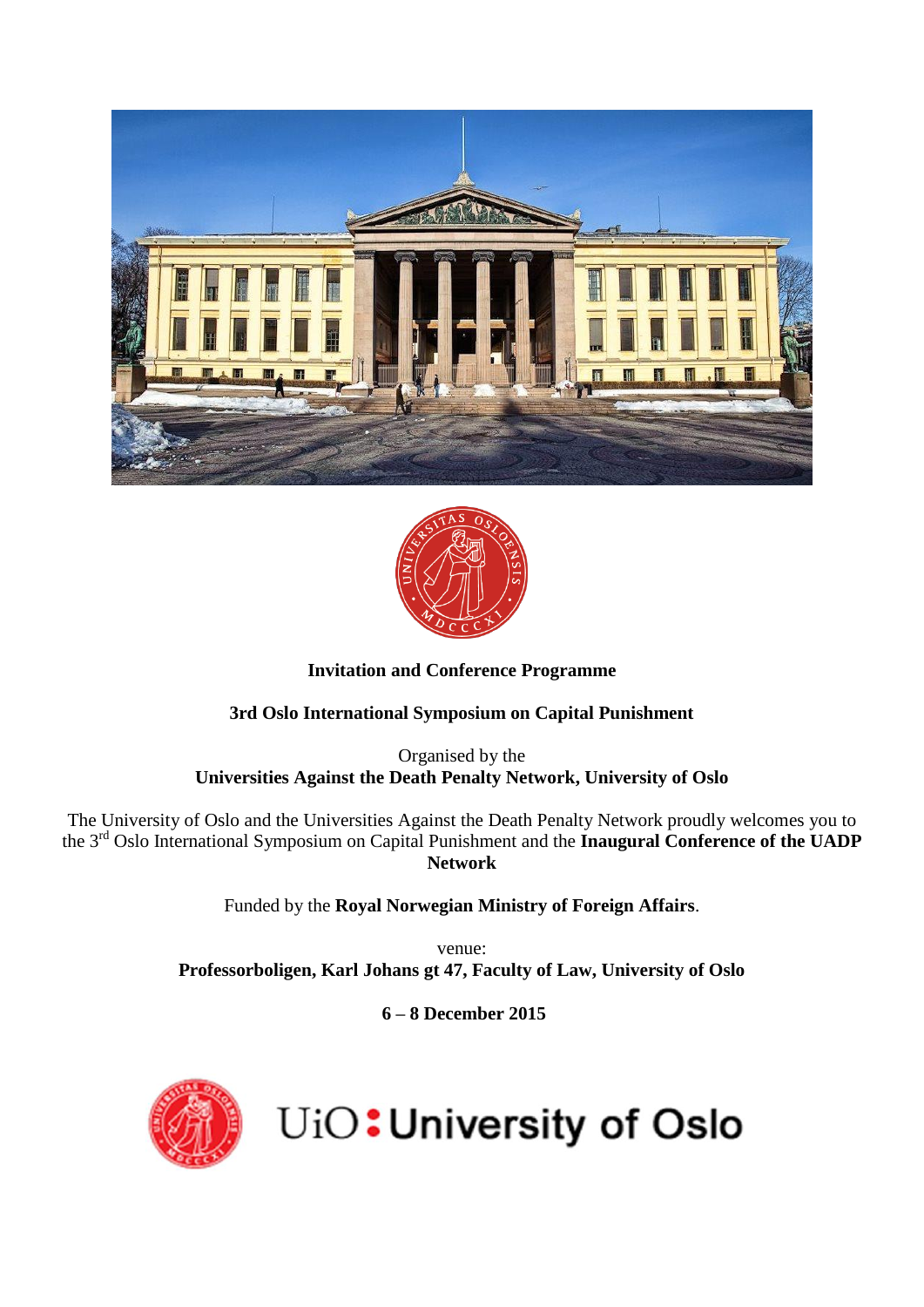**Invitation and Conference Programme**

**3rd Oslo International Symposium on Capital Punishment**

Organised by the
**Universities Against the Death Penalty Network, University of Oslo**

The University of Oslo and the Universities Against the Death Penalty Network proudly welcomes you to the 3rd Oslo International Symposium on Capital Punishment and the **Inaugural Conference of the UADP Network**

Funded by the **Royal Norwegian Ministry of Foreign Affairs**.

venue:
**Professorboligen, Karl Johans gt 47, Faculty of Law, University of Oslo**

**6 – 8 December 2015**

UiO: **University of Oslo**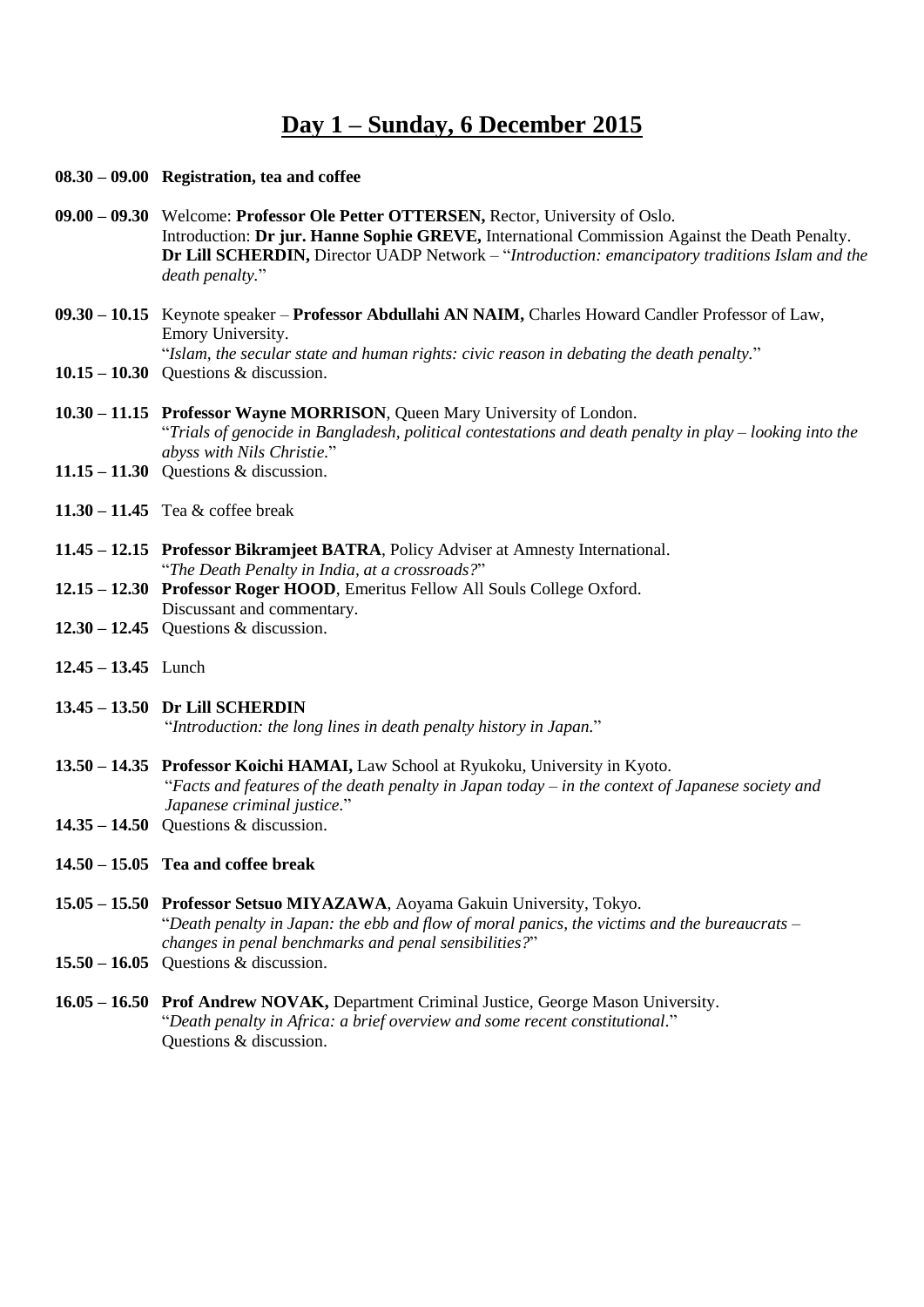# Day 1 – Sunday, 6 December 2015

**08.30 – 09.00** **Registration, tea and coffee**

**09.00 – 09.30** Welcome: **Professor Ole Petter OTTERSEN,** Rector, University of Oslo.
Introduction: **Dr jur. Hanne Sophie GREVE,** International Commission Against the Death Penalty.
**Dr Lill SCHERDIN,** Director UADP Network – "*Introduction: emancipatory traditions Islam and the death penalty.*"

**09.30 – 10.15** Keynote speaker – **Professor Abdullahi AN NAIM,** Charles Howard Candler Professor of Law, Emory University.
"*Islam, the secular state and human rights: civic reason in debating the death penalty.*"

**10.15 – 10.30** Questions & discussion.

**10.30 – 11.15** **Professor Wayne MORRISON**, Queen Mary University of London.
"*Trials of genocide in Bangladesh, political contestations and death penalty in play – looking into the abyss with Nils Christie.*"

**11.15 – 11.30** Questions & discussion.

**11.30 – 11.45** Tea & coffee break

**11.45 – 12.15** **Professor Bikramjeet BATRA**, Policy Adviser at Amnesty International.
"*The Death Penalty in India, at a crossroads?*"

**12.15 – 12.30** **Professor Roger HOOD**, Emeritus Fellow All Souls College Oxford.
Discussant and commentary.

**12.30 – 12.45** Questions & discussion.

**12.45 – 13.45** Lunch

**13.45 – 13.50** **Dr Lill SCHERDIN**
"*Introduction: the long lines in death penalty history in Japan.*"

**13.50 – 14.35** **Professor Koichi HAMAI,** Law School at Ryukoku, University in Kyoto.
"*Facts and features of the death penalty in Japan today – in the context of Japanese society and Japanese criminal justice*."

**14.35 – 14.50** Questions & discussion.

**14.50 – 15.05** **Tea and coffee break**

**15.05 – 15.50** **Professor Setsuo MIYAZAWA**, Aoyama Gakuin University, Tokyo.
"*Death penalty in Japan: the ebb and flow of moral panics, the victims and the bureaucrats – changes in penal benchmarks and penal sensibilities?*"

**15.50 – 16.05** Questions & discussion.

**16.05 – 16.50** **Prof Andrew NOVAK,** Department Criminal Justice, George Mason University.
"*Death penalty in Africa: a brief overview and some recent constitutional.*"
Questions & discussion.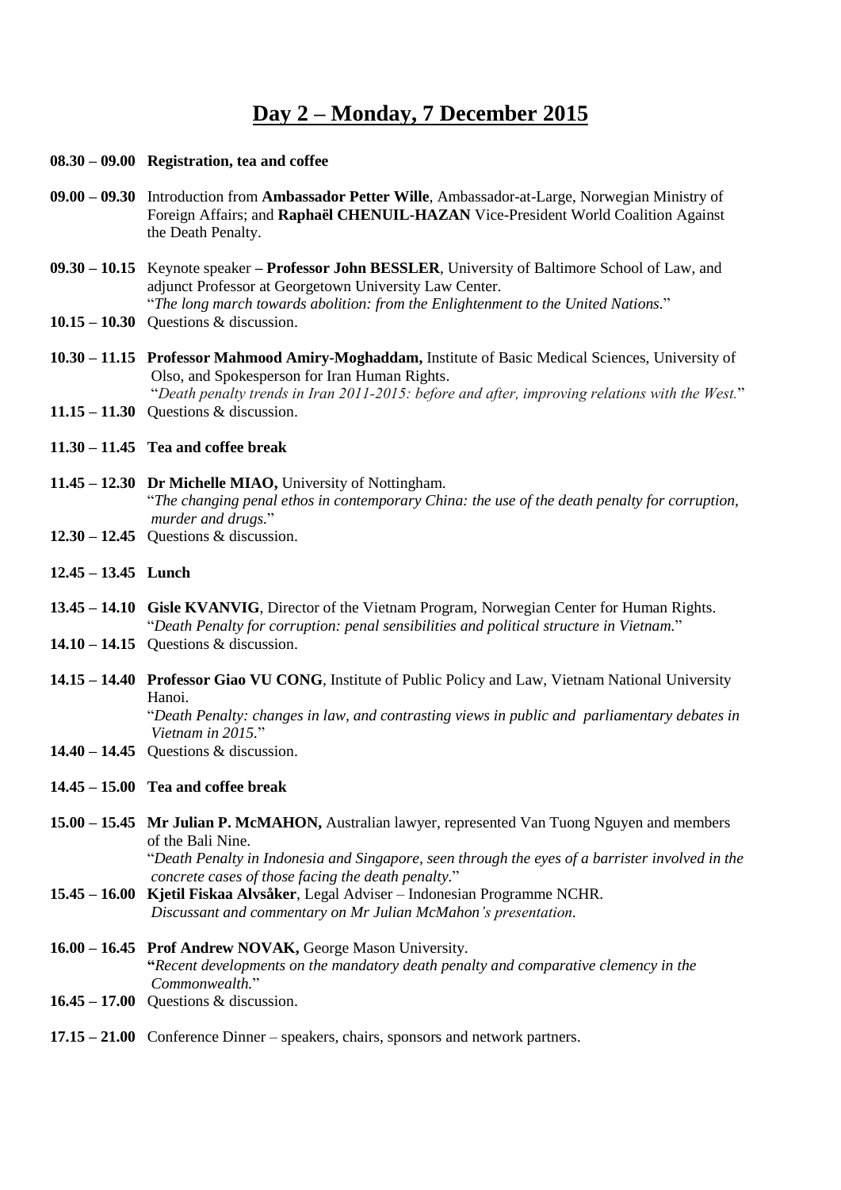# Day 2 – Monday, 7 December 2015

**08.30 – 09.00** **Registration, tea and coffee**

**09.00 – 09.30** Introduction from **Ambassador Petter Wille**, Ambassador-at-Large, Norwegian Ministry of Foreign Affairs; and **Raphaël CHENUIL-HAZAN** Vice-President World Coalition Against the Death Penalty.

**09.30 – 10.15** Keynote speaker – **Professor John BESSLER**, University of Baltimore School of Law, and adjunct Professor at Georgetown University Law Center.
"*The long march towards abolition: from the Enlightenment to the United Nations.*"

**10.15 – 10.30** Questions & discussion.

**10.30 – 11.15** **Professor Mahmood Amiry-Moghaddam,** Institute of Basic Medical Sciences, University of Olso, and Spokesperson for Iran Human Rights.
"*Death penalty trends in Iran 2011-2015: before and after, improving relations with the West.*"

**11.15 – 11.30** Questions & discussion.

**11.30 – 11.45** **Tea and coffee break**

**11.45 – 12.30** **Dr Michelle MIAO,** University of Nottingham.
"*The changing penal ethos in contemporary China: the use of the death penalty for corruption, murder and drugs.*"

**12.30 – 12.45** Questions & discussion.

**12.45 – 13.45** **Lunch**

**13.45 – 14.10** **Gisle KVANVIG**, Director of the Vietnam Program, Norwegian Center for Human Rights.
"*Death Penalty for corruption: penal sensibilities and political structure in Vietnam.*"

**14.10 – 14.15** Questions & discussion.

**14.15 – 14.40** **Professor Giao VU CONG**, Institute of Public Policy and Law, Vietnam National University Hanoi.
"*Death Penalty: changes in law, and contrasting views in public and parliamentary debates in Vietnam in 2015.*"

**14.40 – 14.45** Questions & discussion.

**14.45 – 15.00** **Tea and coffee break**

**15.00 – 15.45** **Mr Julian P. McMAHON,** Australian lawyer, represented Van Tuong Nguyen and members of the Bali Nine.
"*Death Penalty in Indonesia and Singapore, seen through the eyes of a barrister involved in the concrete cases of those facing the death penalty.*"

**15.45 – 16.00** **Kjetil Fiskaa Alvsåker**, Legal Adviser – Indonesian Programme NCHR.
*Discussant and commentary on Mr Julian McMahon's presentation.*

**16.00 – 16.45** **Prof Andrew NOVAK,** George Mason University.
"*Recent developments on the mandatory death penalty and comparative clemency in the Commonwealth.*"

**16.45 – 17.00** Questions & discussion.

**17.15 – 21.00** Conference Dinner – speakers, chairs, sponsors and network partners.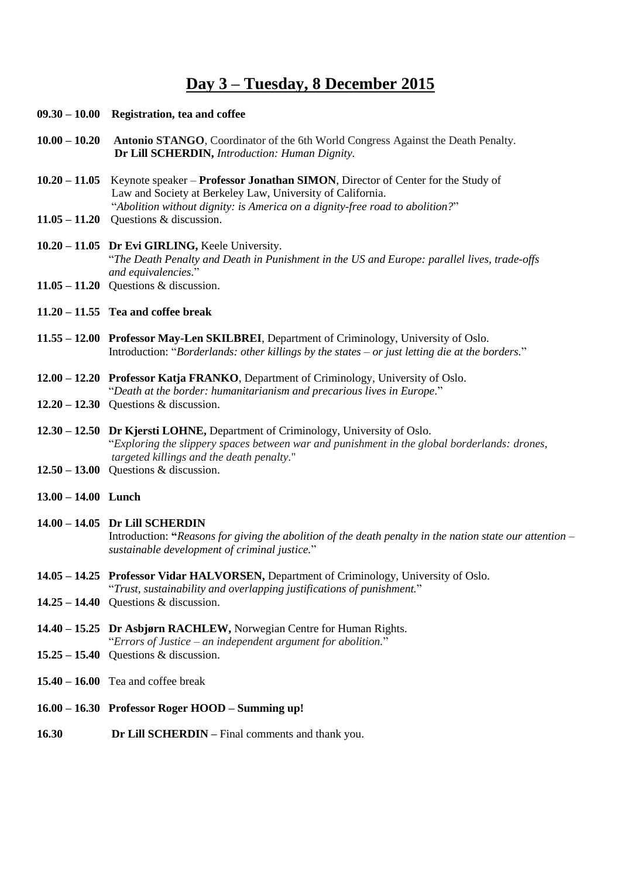# Day 3 – Tuesday, 8 December 2015

**09.30 – 10.00 Registration, tea and coffee**

**10.00 – 10.20** **Antonio STANGO**, Coordinator of the 6th World Congress Against the Death Penalty.
**Dr Lill SCHERDIN,** *Introduction: Human Dignity.*

**10.20 – 11.05** Keynote speaker – **Professor Jonathan SIMON**, Director of Center for the Study of Law and Society at Berkeley Law, University of California.
"*Abolition without dignity: is America on a dignity-free road to abolition?*"

**11.05 – 11.20** Questions & discussion.

**10.20 – 11.05** **Dr Evi GIRLING,** Keele University.
"*The Death Penalty and Death in Punishment in the US and Europe: parallel lives, trade-offs and equivalencies.*"

**11.05 – 11.20** Questions & discussion.

**11.20 – 11.55 Tea and coffee break**

**11.55 – 12.00** **Professor May-Len SKILBREI**, Department of Criminology, University of Oslo.
Introduction: "*Borderlands: other killings by the states – or just letting die at the borders.*"

**12.00 – 12.20** **Professor Katja FRANKO**, Department of Criminology, University of Oslo.
"*Death at the border: humanitarianism and precarious lives in Europe*."

**12.20 – 12.30** Questions & discussion.

**12.30 – 12.50** **Dr Kjersti LOHNE,** Department of Criminology, University of Oslo.
"*Exploring the slippery spaces between war and punishment in the global borderlands: drones, targeted killings and the death penalty*."

**12.50 – 13.00** Questions & discussion.

**13.00 – 14.00 Lunch**

**14.00 – 14.05** **Dr Lill SCHERDIN**
Introduction: **"***Reasons for giving the abolition of the death penalty in the nation state our attention – sustainable development of criminal justice.*"

**14.05 – 14.25** **Professor Vidar HALVORSEN,** Department of Criminology, University of Oslo.
"*Trust, sustainability and overlapping justifications of punishment.*"

**14.25 – 14.40** Questions & discussion.

**14.40 – 15.25** **Dr Asbjørn RACHLEW,** Norwegian Centre for Human Rights.
"*Errors of Justice – an independent argument for abolition.*"

**15.25 – 15.40** Questions & discussion.

**15.40 – 16.00** Tea and coffee break

**16.00 – 16.30 Professor Roger HOOD – Summing up!**

**16.30** **Dr Lill SCHERDIN –** Final comments and thank you.